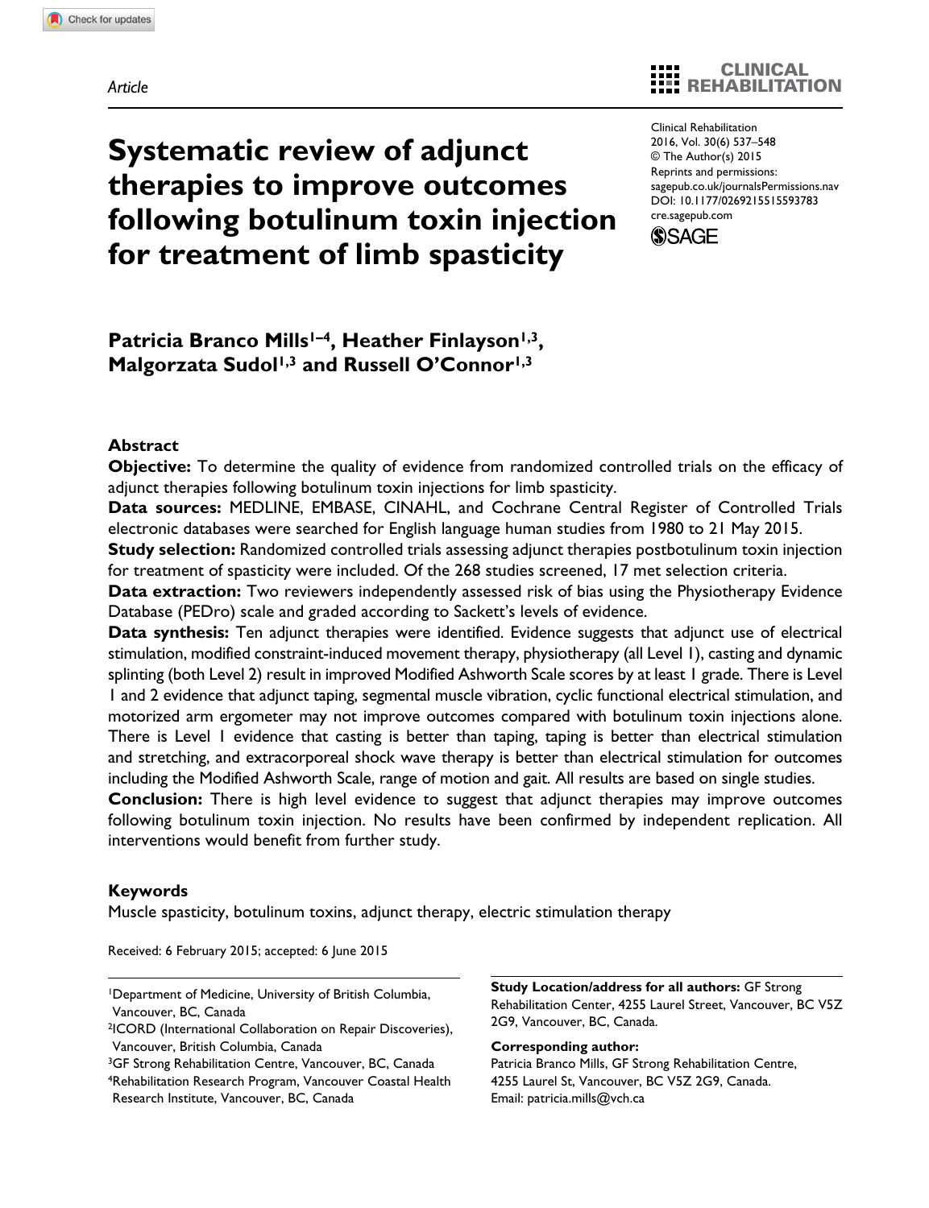Article

# Systematic review of adjunct therapies to improve outcomes following botulinum toxin injection for treatment of limb spasticity

Clinical Rehabilitation
2016, Vol. 30(6) 537–548
© The Author(s) 2015
Reprints and permissions:
sagepub.co.uk/journalsPermissions.nav
DOI: 10.1177/0269215515593783
cre.sagepub.com

**Patricia Branco Mills[1–4], Heather Finlayson[1,3], Malgorzata Sudol[1,3] and Russell O'Connor[1,3]**

## Abstract

**Objective:** To determine the quality of evidence from randomized controlled trials on the efficacy of adjunct therapies following botulinum toxin injections for limb spasticity.

**Data sources:** MEDLINE, EMBASE, CINAHL, and Cochrane Central Register of Controlled Trials electronic databases were searched for English language human studies from 1980 to 21 May 2015.

**Study selection:** Randomized controlled trials assessing adjunct therapies postbotulinum toxin injection for treatment of spasticity were included. Of the 268 studies screened, 17 met selection criteria.

**Data extraction:** Two reviewers independently assessed risk of bias using the Physiotherapy Evidence Database (PEDro) scale and graded according to Sackett's levels of evidence.

**Data synthesis:** Ten adjunct therapies were identified. Evidence suggests that adjunct use of electrical stimulation, modified constraint-induced movement therapy, physiotherapy (all Level 1), casting and dynamic splinting (both Level 2) result in improved Modified Ashworth Scale scores by at least 1 grade. There is Level 1 and 2 evidence that adjunct taping, segmental muscle vibration, cyclic functional electrical stimulation, and motorized arm ergometer may not improve outcomes compared with botulinum toxin injections alone. There is Level 1 evidence that casting is better than taping, taping is better than electrical stimulation and stretching, and extracorporeal shock wave therapy is better than electrical stimulation for outcomes including the Modified Ashworth Scale, range of motion and gait. All results are based on single studies.

**Conclusion:** There is high level evidence to suggest that adjunct therapies may improve outcomes following botulinum toxin injection. No results have been confirmed by independent replication. All interventions would benefit from further study.

## Keywords

Muscle spasticity, botulinum toxins, adjunct therapy, electric stimulation therapy

Received: 6 February 2015; accepted: 6 June 2015

[1]Department of Medicine, University of British Columbia, Vancouver, BC, Canada
[2]ICORD (International Collaboration on Repair Discoveries), Vancouver, British Columbia, Canada
[3]GF Strong Rehabilitation Centre, Vancouver, BC, Canada
[4]Rehabilitation Research Program, Vancouver Coastal Health Research Institute, Vancouver, BC, Canada

**Study Location/address for all authors:** GF Strong Rehabilitation Center, 4255 Laurel Street, Vancouver, BC V5Z 2G9, Vancouver, BC, Canada.

**Corresponding author:**
Patricia Branco Mills, GF Strong Rehabilitation Centre, 4255 Laurel St, Vancouver, BC V5Z 2G9, Canada.
Email: patricia.mills@vch.ca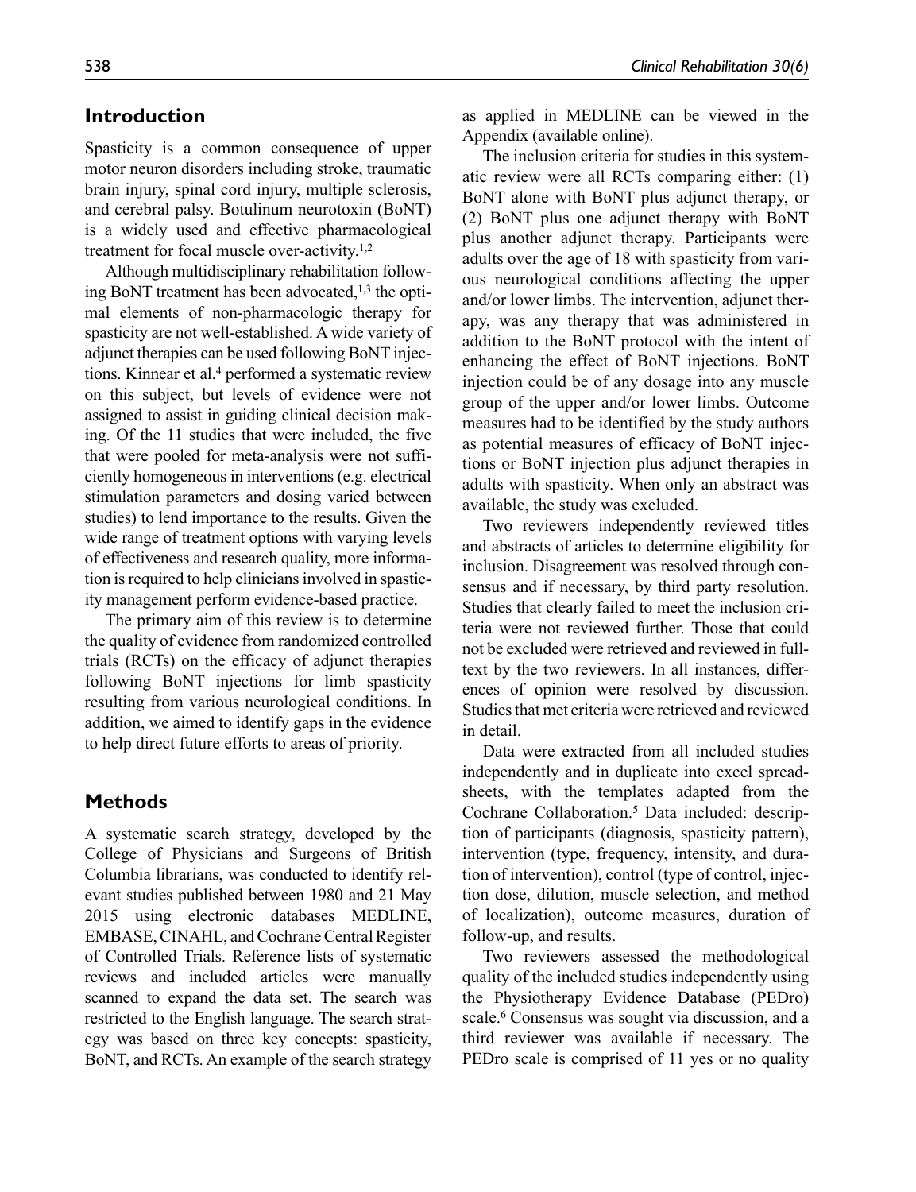## Introduction

Spasticity is a common consequence of upper motor neuron disorders including stroke, traumatic brain injury, spinal cord injury, multiple sclerosis, and cerebral palsy. Botulinum neurotoxin (BoNT) is a widely used and effective pharmacological treatment for focal muscle over-activity.[1,2]

Although multidisciplinary rehabilitation following BoNT treatment has been advocated,[1,3] the optimal elements of non-pharmacologic therapy for spasticity are not well-established. A wide variety of adjunct therapies can be used following BoNT injections. Kinnear et al.[4] performed a systematic review on this subject, but levels of evidence were not assigned to assist in guiding clinical decision making. Of the 11 studies that were included, the five that were pooled for meta-analysis were not sufficiently homogeneous in interventions (e.g. electrical stimulation parameters and dosing varied between studies) to lend importance to the results. Given the wide range of treatment options with varying levels of effectiveness and research quality, more information is required to help clinicians involved in spasticity management perform evidence-based practice.

The primary aim of this review is to determine the quality of evidence from randomized controlled trials (RCTs) on the efficacy of adjunct therapies following BoNT injections for limb spasticity resulting from various neurological conditions. In addition, we aimed to identify gaps in the evidence to help direct future efforts to areas of priority.

## Methods

A systematic search strategy, developed by the College of Physicians and Surgeons of British Columbia librarians, was conducted to identify relevant studies published between 1980 and 21 May 2015 using electronic databases MEDLINE, EMBASE, CINAHL, and Cochrane Central Register of Controlled Trials. Reference lists of systematic reviews and included articles were manually scanned to expand the data set. The search was restricted to the English language. The search strategy was based on three key concepts: spasticity, BoNT, and RCTs. An example of the search strategy as applied in MEDLINE can be viewed in the Appendix (available online).

The inclusion criteria for studies in this systematic review were all RCTs comparing either: (1) BoNT alone with BoNT plus adjunct therapy, or (2) BoNT plus one adjunct therapy with BoNT plus another adjunct therapy. Participants were adults over the age of 18 with spasticity from various neurological conditions affecting the upper and/or lower limbs. The intervention, adjunct therapy, was any therapy that was administered in addition to the BoNT protocol with the intent of enhancing the effect of BoNT injections. BoNT injection could be of any dosage into any muscle group of the upper and/or lower limbs. Outcome measures had to be identified by the study authors as potential measures of efficacy of BoNT injections or BoNT injection plus adjunct therapies in adults with spasticity. When only an abstract was available, the study was excluded.

Two reviewers independently reviewed titles and abstracts of articles to determine eligibility for inclusion. Disagreement was resolved through consensus and if necessary, by third party resolution. Studies that clearly failed to meet the inclusion criteria were not reviewed further. Those that could not be excluded were retrieved and reviewed in full-text by the two reviewers. In all instances, differences of opinion were resolved by discussion. Studies that met criteria were retrieved and reviewed in detail.

Data were extracted from all included studies independently and in duplicate into excel spreadsheets, with the templates adapted from the Cochrane Collaboration.[5] Data included: description of participants (diagnosis, spasticity pattern), intervention (type, frequency, intensity, and duration of intervention), control (type of control, injection dose, dilution, muscle selection, and method of localization), outcome measures, duration of follow-up, and results.

Two reviewers assessed the methodological quality of the included studies independently using the Physiotherapy Evidence Database (PEDro) scale.[6] Consensus was sought via discussion, and a third reviewer was available if necessary. The PEDro scale is comprised of 11 yes or no quality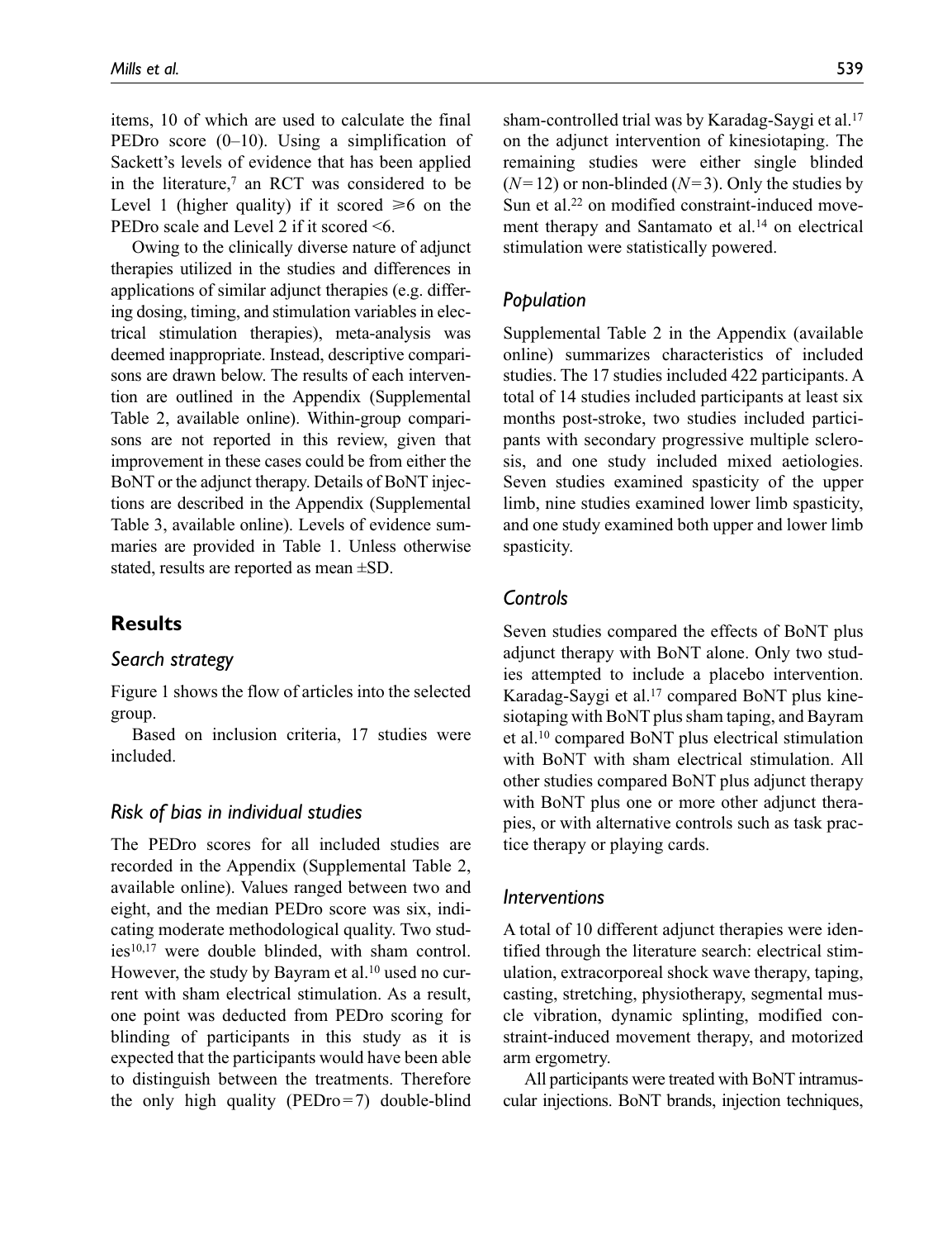items, 10 of which are used to calculate the final PEDro score (0–10). Using a simplification of Sackett's levels of evidence that has been applied in the literature,[7] an RCT was considered to be Level 1 (higher quality) if it scored ⩾6 on the PEDro scale and Level 2 if it scored <6.

Owing to the clinically diverse nature of adjunct therapies utilized in the studies and differences in applications of similar adjunct therapies (e.g. differing dosing, timing, and stimulation variables in electrical stimulation therapies), meta-analysis was deemed inappropriate. Instead, descriptive comparisons are drawn below. The results of each intervention are outlined in the Appendix (Supplemental Table 2, available online). Within-group comparisons are not reported in this review, given that improvement in these cases could be from either the BoNT or the adjunct therapy. Details of BoNT injections are described in the Appendix (Supplemental Table 3, available online). Levels of evidence summaries are provided in Table 1. Unless otherwise stated, results are reported as mean ±SD.

## Results

### Search strategy

Figure 1 shows the flow of articles into the selected group.

Based on inclusion criteria, 17 studies were included.

### Risk of bias in individual studies

The PEDro scores for all included studies are recorded in the Appendix (Supplemental Table 2, available online). Values ranged between two and eight, and the median PEDro score was six, indicating moderate methodological quality. Two studies[10,17] were double blinded, with sham control. However, the study by Bayram et al.[10] used no current with sham electrical stimulation. As a result, one point was deducted from PEDro scoring for blinding of participants in this study as it is expected that the participants would have been able to distinguish between the treatments. Therefore the only high quality (PEDro = 7) double-blind sham-controlled trial was by Karadag-Saygi et al.[17] on the adjunct intervention of kinesiotaping. The remaining studies were either single blinded ($N = 12$) or non-blinded ($N = 3$). Only the studies by Sun et al.[22] on modified constraint-induced movement therapy and Santamato et al.[14] on electrical stimulation were statistically powered.

### Population

Supplemental Table 2 in the Appendix (available online) summarizes characteristics of included studies. The 17 studies included 422 participants. A total of 14 studies included participants at least six months post-stroke, two studies included participants with secondary progressive multiple sclerosis, and one study included mixed aetiologies. Seven studies examined spasticity of the upper limb, nine studies examined lower limb spasticity, and one study examined both upper and lower limb spasticity.

### Controls

Seven studies compared the effects of BoNT plus adjunct therapy with BoNT alone. Only two studies attempted to include a placebo intervention. Karadag-Saygi et al.[17] compared BoNT plus kinesiotaping with BoNT plus sham taping, and Bayram et al.[10] compared BoNT plus electrical stimulation with BoNT with sham electrical stimulation. All other studies compared BoNT plus adjunct therapy with BoNT plus one or more other adjunct therapies, or with alternative controls such as task practice therapy or playing cards.

### Interventions

A total of 10 different adjunct therapies were identified through the literature search: electrical stimulation, extracorporeal shock wave therapy, taping, casting, stretching, physiotherapy, segmental muscle vibration, dynamic splinting, modified constraint-induced movement therapy, and motorized arm ergometry.

All participants were treated with BoNT intramuscular injections. BoNT brands, injection techniques,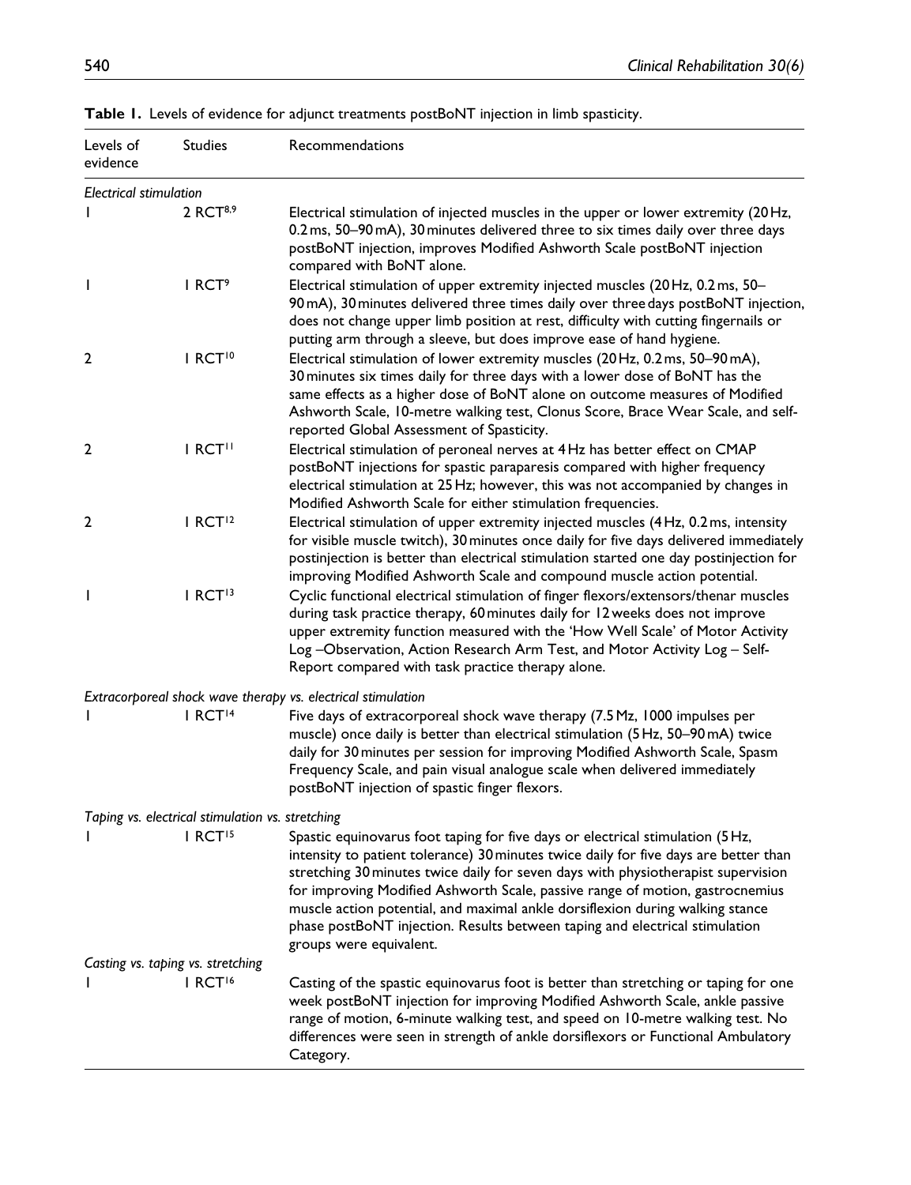**Table 1.** Levels of evidence for adjunct treatments postBoNT injection in limb spasticity.

| Levels of evidence | Studies | Recommendations |
|---|---|---|
| *Electrical stimulation* | | |
| 1 | 2 RCT[8,9] | Electrical stimulation of injected muscles in the upper or lower extremity (20 Hz, 0.2 ms, 50–90 mA), 30 minutes delivered three to six times daily over three days postBoNT injection, improves Modified Ashworth Scale postBoNT injection compared with BoNT alone. |
| 1 | 1 RCT[9] | Electrical stimulation of upper extremity injected muscles (20 Hz, 0.2 ms, 50–90 mA), 30 minutes delivered three times daily over three days postBoNT injection, does not change upper limb position at rest, difficulty with cutting fingernails or putting arm through a sleeve, but does improve ease of hand hygiene. |
| 2 | 1 RCT[10] | Electrical stimulation of lower extremity muscles (20 Hz, 0.2 ms, 50–90 mA), 30 minutes six times daily for three days with a lower dose of BoNT has the same effects as a higher dose of BoNT alone on outcome measures of Modified Ashworth Scale, 10-metre walking test, Clonus Score, Brace Wear Scale, and self-reported Global Assessment of Spasticity. |
| 2 | 1 RCT[11] | Electrical stimulation of peroneal nerves at 4 Hz has better effect on CMAP postBoNT injections for spastic paraparesis compared with higher frequency electrical stimulation at 25 Hz; however, this was not accompanied by changes in Modified Ashworth Scale for either stimulation frequencies. |
| 2 | 1 RCT[12] | Electrical stimulation of upper extremity injected muscles (4 Hz, 0.2 ms, intensity for visible muscle twitch), 30 minutes once daily for five days delivered immediately postinjection is better than electrical stimulation started one day postinjection for improving Modified Ashworth Scale and compound muscle action potential. |
| 1 | 1 RCT[13] | Cyclic functional electrical stimulation of finger flexors/extensors/thenar muscles during task practice therapy, 60 minutes daily for 12 weeks does not improve upper extremity function measured with the 'How Well Scale' of Motor Activity Log –Observation, Action Research Arm Test, and Motor Activity Log – Self-Report compared with task practice therapy alone. |
| *Extracorporeal shock wave therapy vs. electrical stimulation* | | |
| 1 | 1 RCT[14] | Five days of extracorporeal shock wave therapy (7.5 Mz, 1000 impulses per muscle) once daily is better than electrical stimulation (5 Hz, 50–90 mA) twice daily for 30 minutes per session for improving Modified Ashworth Scale, Spasm Frequency Scale, and pain visual analogue scale when delivered immediately postBoNT injection of spastic finger flexors. |
| *Taping vs. electrical stimulation vs. stretching* | | |
| 1 | 1 RCT[15] | Spastic equinovarus foot taping for five days or electrical stimulation (5 Hz, intensity to patient tolerance) 30 minutes twice daily for five days are better than stretching 30 minutes twice daily for seven days with physiotherapist supervision for improving Modified Ashworth Scale, passive range of motion, gastrocnemius muscle action potential, and maximal ankle dorsiflexion during walking stance phase postBoNT injection. Results between taping and electrical stimulation groups were equivalent. |
| *Casting vs. taping vs. stretching* | | |
| 1 | 1 RCT[16] | Casting of the spastic equinovarus foot is better than stretching or taping for one week postBoNT injection for improving Modified Ashworth Scale, ankle passive range of motion, 6-minute walking test, and speed on 10-metre walking test. No differences were seen in strength of ankle dorsiflexors or Functional Ambulatory Category. |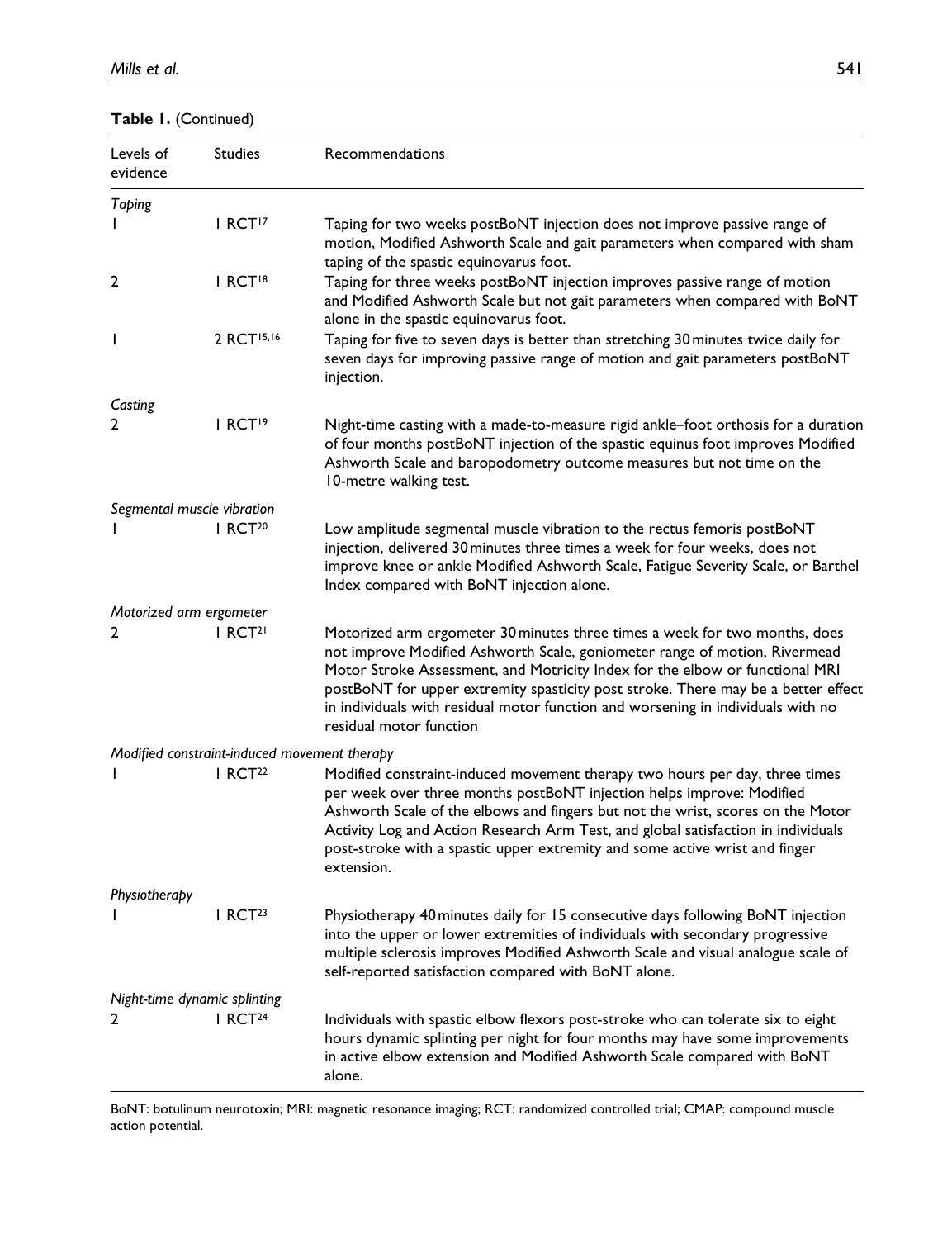**Table 1.** (Continued)

| Levels of evidence | Studies | Recommendations |
|---|---|---|
| *Taping* | | |
| 1 | 1 RCT[17] | Taping for two weeks postBoNT injection does not improve passive range of motion, Modified Ashworth Scale and gait parameters when compared with sham taping of the spastic equinovarus foot. |
| 2 | 1 RCT[18] | Taping for three weeks postBoNT injection improves passive range of motion and Modified Ashworth Scale but not gait parameters when compared with BoNT alone in the spastic equinovarus foot. |
| 1 | 2 RCT[15,16] | Taping for five to seven days is better than stretching 30 minutes twice daily for seven days for improving passive range of motion and gait parameters postBoNT injection. |
| *Casting* | | |
| 2 | 1 RCT[19] | Night-time casting with a made-to-measure rigid ankle–foot orthosis for a duration of four months postBoNT injection of the spastic equinus foot improves Modified Ashworth Scale and baropodometry outcome measures but not time on the 10-metre walking test. |
| *Segmental muscle vibration* | | |
| 1 | 1 RCT[20] | Low amplitude segmental muscle vibration to the rectus femoris postBoNT injection, delivered 30 minutes three times a week for four weeks, does not improve knee or ankle Modified Ashworth Scale, Fatigue Severity Scale, or Barthel Index compared with BoNT injection alone. |
| *Motorized arm ergometer* | | |
| 2 | 1 RCT[21] | Motorized arm ergometer 30 minutes three times a week for two months, does not improve Modified Ashworth Scale, goniometer range of motion, Rivermead Motor Stroke Assessment, and Motricity Index for the elbow or functional MRI postBoNT for upper extremity spasticity post stroke. There may be a better effect in individuals with residual motor function and worsening in individuals with no residual motor function |
| *Modified constraint-induced movement therapy* | | |
| 1 | 1 RCT[22] | Modified constraint-induced movement therapy two hours per day, three times per week over three months postBoNT injection helps improve: Modified Ashworth Scale of the elbows and fingers but not the wrist, scores on the Motor Activity Log and Action Research Arm Test, and global satisfaction in individuals post-stroke with a spastic upper extremity and some active wrist and finger extension. |
| *Physiotherapy* | | |
| 1 | 1 RCT[23] | Physiotherapy 40 minutes daily for 15 consecutive days following BoNT injection into the upper or lower extremities of individuals with secondary progressive multiple sclerosis improves Modified Ashworth Scale and visual analogue scale of self-reported satisfaction compared with BoNT alone. |
| *Night-time dynamic splinting* | | |
| 2 | 1 RCT[24] | Individuals with spastic elbow flexors post-stroke who can tolerate six to eight hours dynamic splinting per night for four months may have some improvements in active elbow extension and Modified Ashworth Scale compared with BoNT alone. |

BoNT: botulinum neurotoxin; MRI: magnetic resonance imaging; RCT: randomized controlled trial; CMAP: compound muscle action potential.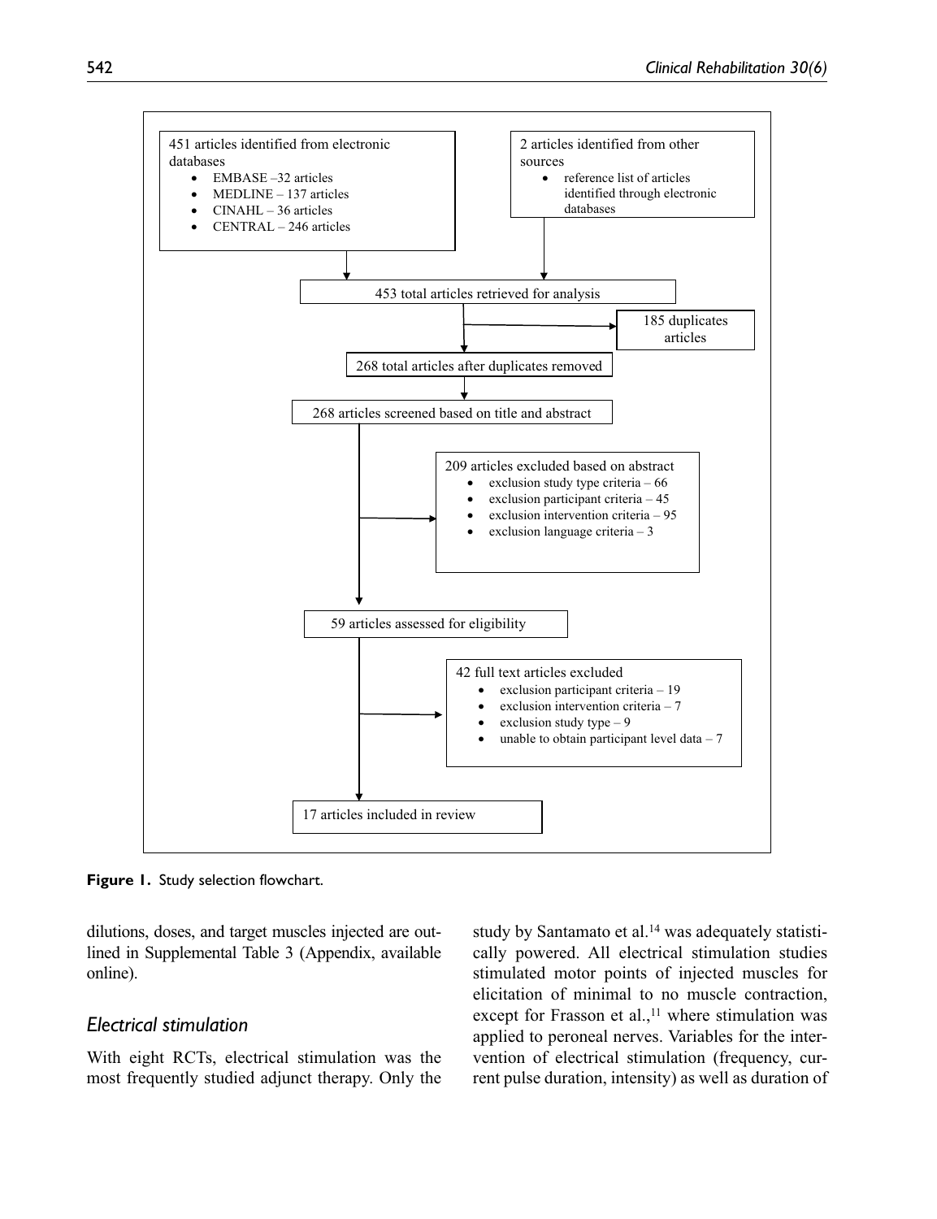451 articles identified from electronic databases

- EMBASE –32 articles
- MEDLINE – 137 articles
- CINAHL – 36 articles
- CENTRAL – 246 articles

2 articles identified from other sources

- reference list of articles identified through electronic databases

453 total articles retrieved for analysis

185 duplicates articles

268 total articles after duplicates removed

268 articles screened based on title and abstract

209 articles excluded based on abstract

- exclusion study type criteria – 66
- exclusion participant criteria – 45
- exclusion intervention criteria – 95
- exclusion language criteria – 3

59 articles assessed for eligibility

42 full text articles excluded

- exclusion participant criteria – 19
- exclusion intervention criteria – 7
- exclusion study type – 9
- unable to obtain participant level data – 7

17 articles included in review

**Figure 1.** Study selection flowchart.

dilutions, doses, and target muscles injected are outlined in Supplemental Table 3 (Appendix, available online).

## *Electrical stimulation*

With eight RCTs, electrical stimulation was the most frequently studied adjunct therapy. Only the study by Santamato et al.[14] was adequately statistically powered. All electrical stimulation studies stimulated motor points of injected muscles for elicitation of minimal to no muscle contraction, except for Frasson et al.,[11] where stimulation was applied to peroneal nerves. Variables for the intervention of electrical stimulation (frequency, current pulse duration, intensity) as well as duration of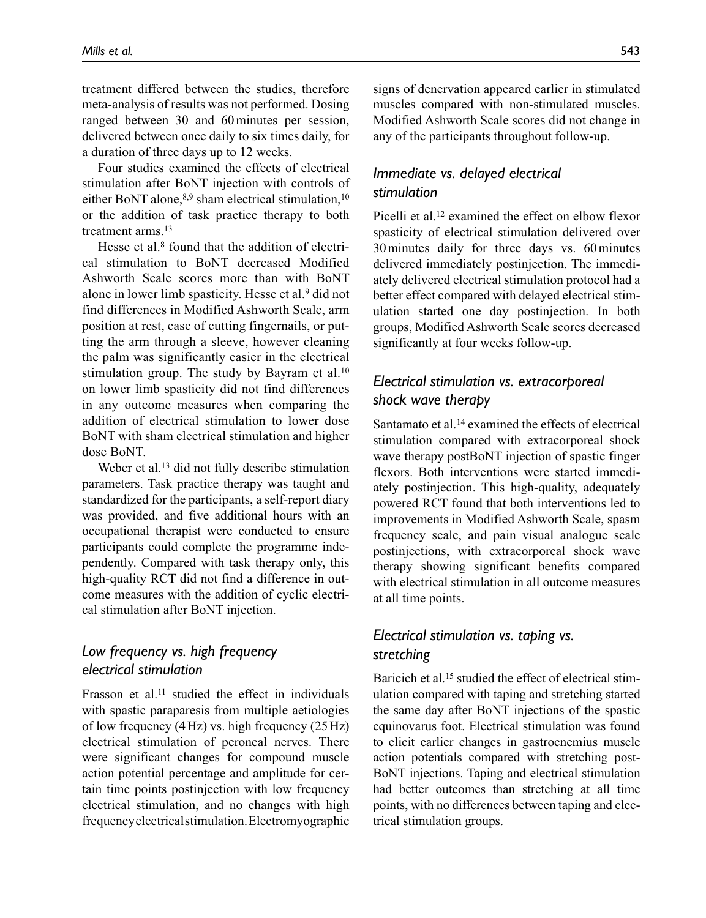treatment differed between the studies, therefore meta-analysis of results was not performed. Dosing ranged between 30 and 60 minutes per session, delivered between once daily to six times daily, for a duration of three days up to 12 weeks.

Four studies examined the effects of electrical stimulation after BoNT injection with controls of either BoNT alone,[8,9] sham electrical stimulation,[10] or the addition of task practice therapy to both treatment arms.[13]

Hesse et al.[8] found that the addition of electrical stimulation to BoNT decreased Modified Ashworth Scale scores more than with BoNT alone in lower limb spasticity. Hesse et al.[9] did not find differences in Modified Ashworth Scale, arm position at rest, ease of cutting fingernails, or putting the arm through a sleeve, however cleaning the palm was significantly easier in the electrical stimulation group. The study by Bayram et al.[10] on lower limb spasticity did not find differences in any outcome measures when comparing the addition of electrical stimulation to lower dose BoNT with sham electrical stimulation and higher dose BoNT.

Weber et al.[13] did not fully describe stimulation parameters. Task practice therapy was taught and standardized for the participants, a self-report diary was provided, and five additional hours with an occupational therapist were conducted to ensure participants could complete the programme independently. Compared with task therapy only, this high-quality RCT did not find a difference in outcome measures with the addition of cyclic electrical stimulation after BoNT injection.

### *Low frequency vs. high frequency electrical stimulation*

Frasson et al.[11] studied the effect in individuals with spastic paraparesis from multiple aetiologies of low frequency (4 Hz) vs. high frequency (25 Hz) electrical stimulation of peroneal nerves. There were significant changes for compound muscle action potential percentage and amplitude for certain time points postinjection with low frequency electrical stimulation, and no changes with high frequency electrical stimulation. Electromyographic signs of denervation appeared earlier in stimulated muscles compared with non-stimulated muscles. Modified Ashworth Scale scores did not change in any of the participants throughout follow-up.

### *Immediate vs. delayed electrical stimulation*

Picelli et al.[12] examined the effect on elbow flexor spasticity of electrical stimulation delivered over 30 minutes daily for three days vs. 60 minutes delivered immediately postinjection. The immediately delivered electrical stimulation protocol had a better effect compared with delayed electrical stimulation started one day postinjection. In both groups, Modified Ashworth Scale scores decreased significantly at four weeks follow-up.

### *Electrical stimulation vs. extracorporeal shock wave therapy*

Santamato et al.[14] examined the effects of electrical stimulation compared with extracorporeal shock wave therapy postBoNT injection of spastic finger flexors. Both interventions were started immediately postinjection. This high-quality, adequately powered RCT found that both interventions led to improvements in Modified Ashworth Scale, spasm frequency scale, and pain visual analogue scale postinjections, with extracorporeal shock wave therapy showing significant benefits compared with electrical stimulation in all outcome measures at all time points.

### *Electrical stimulation vs. taping vs. stretching*

Baricich et al.[15] studied the effect of electrical stimulation compared with taping and stretching started the same day after BoNT injections of the spastic equinovarus foot. Electrical stimulation was found to elicit earlier changes in gastrocnemius muscle action potentials compared with stretching post-BoNT injections. Taping and electrical stimulation had better outcomes than stretching at all time points, with no differences between taping and electrical stimulation groups.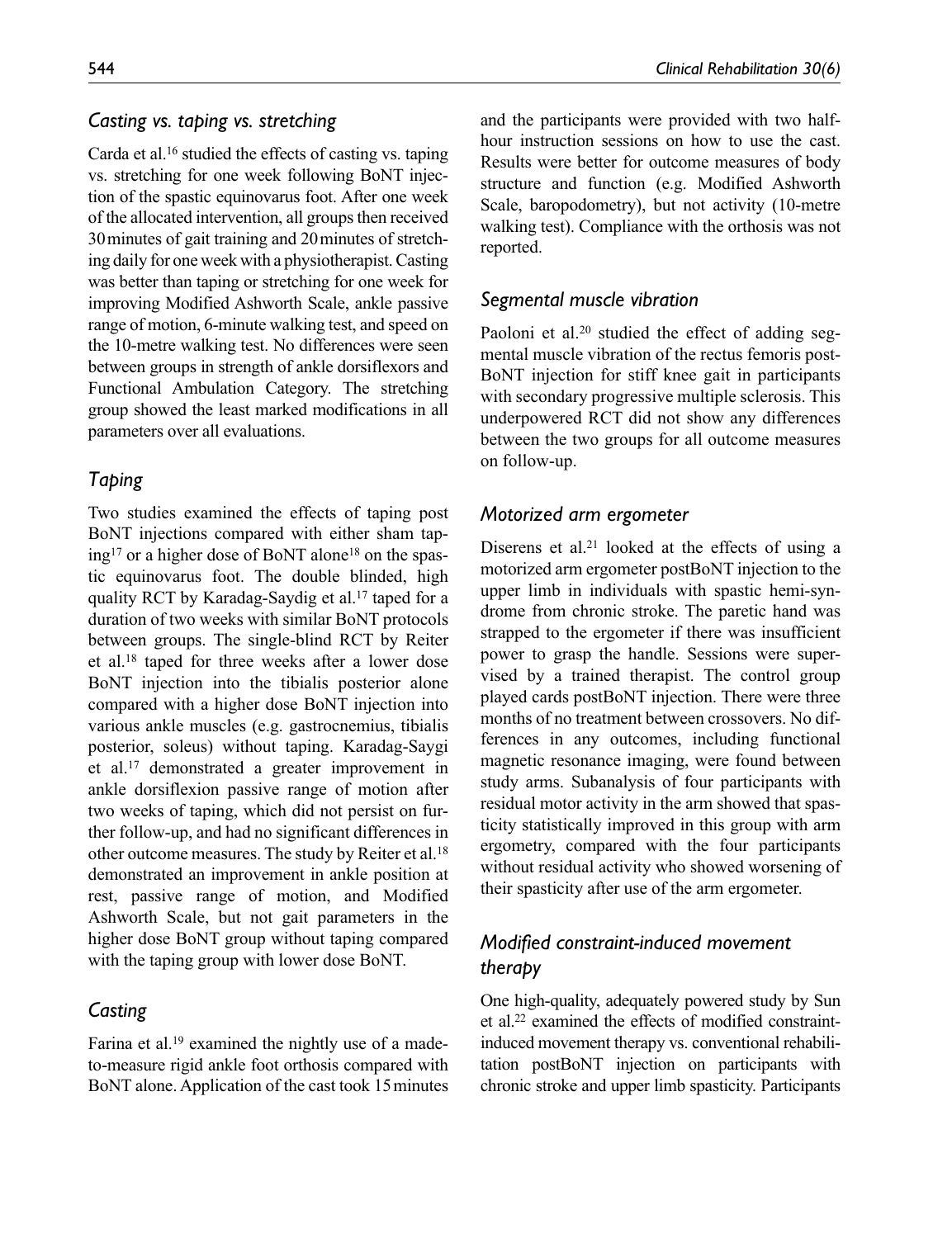### *Casting vs. taping vs. stretching*

Carda et al.[16] studied the effects of casting vs. taping vs. stretching for one week following BoNT injection of the spastic equinovarus foot. After one week of the allocated intervention, all groups then received 30 minutes of gait training and 20 minutes of stretching daily for one week with a physiotherapist. Casting was better than taping or stretching for one week for improving Modified Ashworth Scale, ankle passive range of motion, 6-minute walking test, and speed on the 10-metre walking test. No differences were seen between groups in strength of ankle dorsiflexors and Functional Ambulation Category. The stretching group showed the least marked modifications in all parameters over all evaluations.

### *Taping*

Two studies examined the effects of taping post BoNT injections compared with either sham taping[17] or a higher dose of BoNT alone[18] on the spastic equinovarus foot. The double blinded, high quality RCT by Karadag-Saydig et al.[17] taped for a duration of two weeks with similar BoNT protocols between groups. The single-blind RCT by Reiter et al.[18] taped for three weeks after a lower dose BoNT injection into the tibialis posterior alone compared with a higher dose BoNT injection into various ankle muscles (e.g. gastrocnemius, tibialis posterior, soleus) without taping. Karadag-Saygi et al.[17] demonstrated a greater improvement in ankle dorsiflexion passive range of motion after two weeks of taping, which did not persist on further follow-up, and had no significant differences in other outcome measures. The study by Reiter et al.[18] demonstrated an improvement in ankle position at rest, passive range of motion, and Modified Ashworth Scale, but not gait parameters in the higher dose BoNT group without taping compared with the taping group with lower dose BoNT.

### *Casting*

Farina et al.[19] examined the nightly use of a made-to-measure rigid ankle foot orthosis compared with BoNT alone. Application of the cast took 15 minutes and the participants were provided with two half-hour instruction sessions on how to use the cast. Results were better for outcome measures of body structure and function (e.g. Modified Ashworth Scale, baropodometry), but not activity (10-metre walking test). Compliance with the orthosis was not reported.

### *Segmental muscle vibration*

Paoloni et al.[20] studied the effect of adding segmental muscle vibration of the rectus femoris post-BoNT injection for stiff knee gait in participants with secondary progressive multiple sclerosis. This underpowered RCT did not show any differences between the two groups for all outcome measures on follow-up.

### *Motorized arm ergometer*

Diserens et al.[21] looked at the effects of using a motorized arm ergometer postBoNT injection to the upper limb in individuals with spastic hemi-syndrome from chronic stroke. The paretic hand was strapped to the ergometer if there was insufficient power to grasp the handle. Sessions were supervised by a trained therapist. The control group played cards postBoNT injection. There were three months of no treatment between crossovers. No differences in any outcomes, including functional magnetic resonance imaging, were found between study arms. Subanalysis of four participants with residual motor activity in the arm showed that spasticity statistically improved in this group with arm ergometry, compared with the four participants without residual activity who showed worsening of their spasticity after use of the arm ergometer.

### *Modified constraint-induced movement therapy*

One high-quality, adequately powered study by Sun et al.[22] examined the effects of modified constraint-induced movement therapy vs. conventional rehabilitation postBoNT injection on participants with chronic stroke and upper limb spasticity. Participants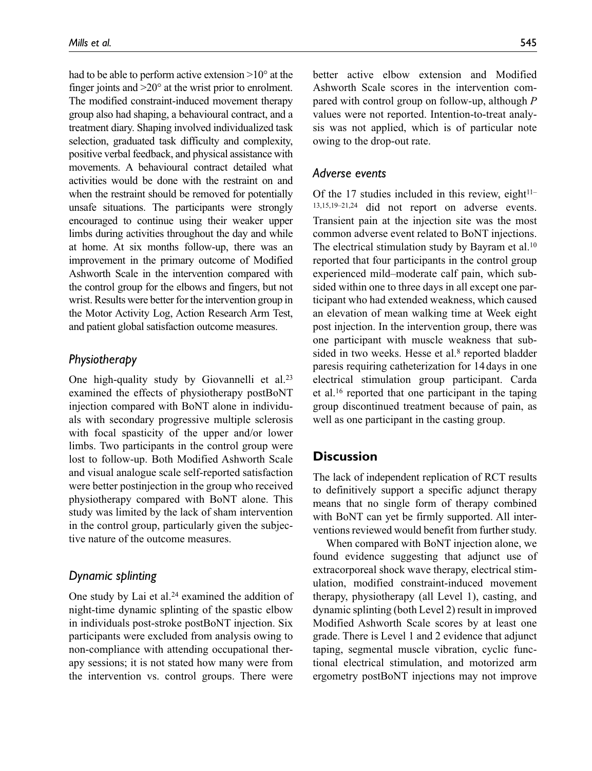had to be able to perform active extension >10° at the finger joints and >20° at the wrist prior to enrolment. The modified constraint-induced movement therapy group also had shaping, a behavioural contract, and a treatment diary. Shaping involved individualized task selection, graduated task difficulty and complexity, positive verbal feedback, and physical assistance with movements. A behavioural contract detailed what activities would be done with the restraint on and when the restraint should be removed for potentially unsafe situations. The participants were strongly encouraged to continue using their weaker upper limbs during activities throughout the day and while at home. At six months follow-up, there was an improvement in the primary outcome of Modified Ashworth Scale in the intervention compared with the control group for the elbows and fingers, but not wrist. Results were better for the intervention group in the Motor Activity Log, Action Research Arm Test, and patient global satisfaction outcome measures.

### *Physiotherapy*

One high-quality study by Giovannelli et al.[23] examined the effects of physiotherapy postBoNT injection compared with BoNT alone in individuals with secondary progressive multiple sclerosis with focal spasticity of the upper and/or lower limbs. Two participants in the control group were lost to follow-up. Both Modified Ashworth Scale and visual analogue scale self-reported satisfaction were better postinjection in the group who received physiotherapy compared with BoNT alone. This study was limited by the lack of sham intervention in the control group, particularly given the subjective nature of the outcome measures.

### *Dynamic splinting*

One study by Lai et al.[24] examined the addition of night-time dynamic splinting of the spastic elbow in individuals post-stroke postBoNT injection. Six participants were excluded from analysis owing to non-compliance with attending occupational therapy sessions; it is not stated how many were from the intervention vs. control groups. There were better active elbow extension and Modified Ashworth Scale scores in the intervention compared with control group on follow-up, although *P* values were not reported. Intention-to-treat analysis was not applied, which is of particular note owing to the drop-out rate.

### *Adverse events*

Of the 17 studies included in this review, eight[11–13,15,19–21,24] did not report on adverse events. Transient pain at the injection site was the most common adverse event related to BoNT injections. The electrical stimulation study by Bayram et al.[10] reported that four participants in the control group experienced mild–moderate calf pain, which subsided within one to three days in all except one participant who had extended weakness, which caused an elevation of mean walking time at Week eight post injection. In the intervention group, there was one participant with muscle weakness that subsided in two weeks. Hesse et al.[8] reported bladder paresis requiring catheterization for 14 days in one electrical stimulation group participant. Carda et al.[16] reported that one participant in the taping group discontinued treatment because of pain, as well as one participant in the casting group.

## Discussion

The lack of independent replication of RCT results to definitively support a specific adjunct therapy means that no single form of therapy combined with BoNT can yet be firmly supported. All interventions reviewed would benefit from further study.

When compared with BoNT injection alone, we found evidence suggesting that adjunct use of extracorporeal shock wave therapy, electrical stimulation, modified constraint-induced movement therapy, physiotherapy (all Level 1), casting, and dynamic splinting (both Level 2) result in improved Modified Ashworth Scale scores by at least one grade. There is Level 1 and 2 evidence that adjunct taping, segmental muscle vibration, cyclic functional electrical stimulation, and motorized arm ergometry postBoNT injections may not improve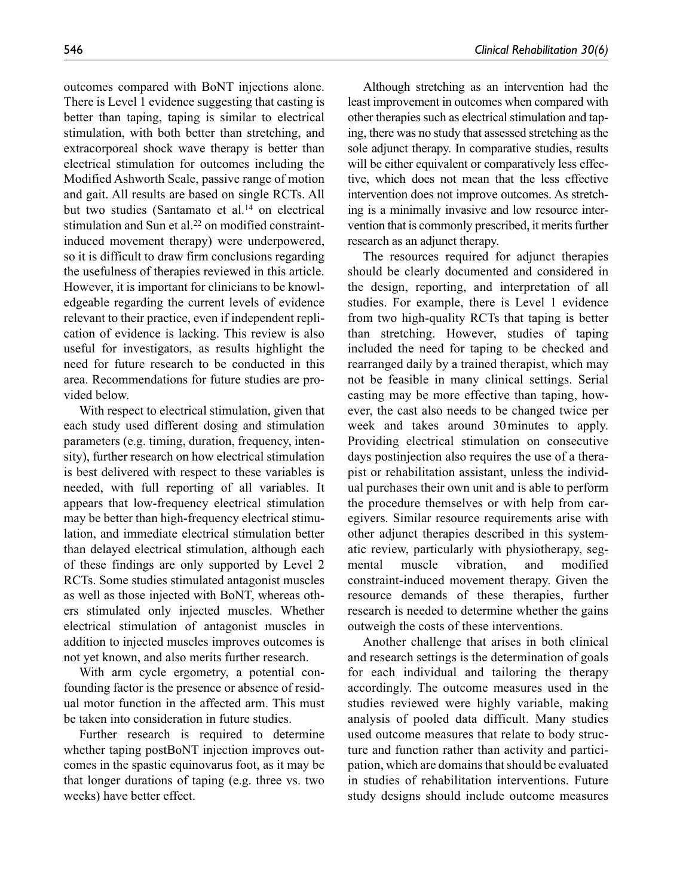outcomes compared with BoNT injections alone. There is Level 1 evidence suggesting that casting is better than taping, taping is similar to electrical stimulation, with both better than stretching, and extracorporeal shock wave therapy is better than electrical stimulation for outcomes including the Modified Ashworth Scale, passive range of motion and gait. All results are based on single RCTs. All but two studies (Santamato et al.[14] on electrical stimulation and Sun et al.[22] on modified constraint-induced movement therapy) were underpowered, so it is difficult to draw firm conclusions regarding the usefulness of therapies reviewed in this article. However, it is important for clinicians to be knowledgeable regarding the current levels of evidence relevant to their practice, even if independent replication of evidence is lacking. This review is also useful for investigators, as results highlight the need for future research to be conducted in this area. Recommendations for future studies are provided below.

With respect to electrical stimulation, given that each study used different dosing and stimulation parameters (e.g. timing, duration, frequency, intensity), further research on how electrical stimulation is best delivered with respect to these variables is needed, with full reporting of all variables. It appears that low-frequency electrical stimulation may be better than high-frequency electrical stimulation, and immediate electrical stimulation better than delayed electrical stimulation, although each of these findings are only supported by Level 2 RCTs. Some studies stimulated antagonist muscles as well as those injected with BoNT, whereas others stimulated only injected muscles. Whether electrical stimulation of antagonist muscles in addition to injected muscles improves outcomes is not yet known, and also merits further research.

With arm cycle ergometry, a potential confounding factor is the presence or absence of residual motor function in the affected arm. This must be taken into consideration in future studies.

Further research is required to determine whether taping postBoNT injection improves outcomes in the spastic equinovarus foot, as it may be that longer durations of taping (e.g. three vs. two weeks) have better effect.

Although stretching as an intervention had the least improvement in outcomes when compared with other therapies such as electrical stimulation and taping, there was no study that assessed stretching as the sole adjunct therapy. In comparative studies, results will be either equivalent or comparatively less effective, which does not mean that the less effective intervention does not improve outcomes. As stretching is a minimally invasive and low resource intervention that is commonly prescribed, it merits further research as an adjunct therapy.

The resources required for adjunct therapies should be clearly documented and considered in the design, reporting, and interpretation of all studies. For example, there is Level 1 evidence from two high-quality RCTs that taping is better than stretching. However, studies of taping included the need for taping to be checked and rearranged daily by a trained therapist, which may not be feasible in many clinical settings. Serial casting may be more effective than taping, however, the cast also needs to be changed twice per week and takes around 30 minutes to apply. Providing electrical stimulation on consecutive days postinjection also requires the use of a therapist or rehabilitation assistant, unless the individual purchases their own unit and is able to perform the procedure themselves or with help from caregivers. Similar resource requirements arise with other adjunct therapies described in this systematic review, particularly with physiotherapy, segmental muscle vibration, and modified constraint-induced movement therapy. Given the resource demands of these therapies, further research is needed to determine whether the gains outweigh the costs of these interventions.

Another challenge that arises in both clinical and research settings is the determination of goals for each individual and tailoring the therapy accordingly. The outcome measures used in the studies reviewed were highly variable, making analysis of pooled data difficult. Many studies used outcome measures that relate to body structure and function rather than activity and participation, which are domains that should be evaluated in studies of rehabilitation interventions. Future study designs should include outcome measures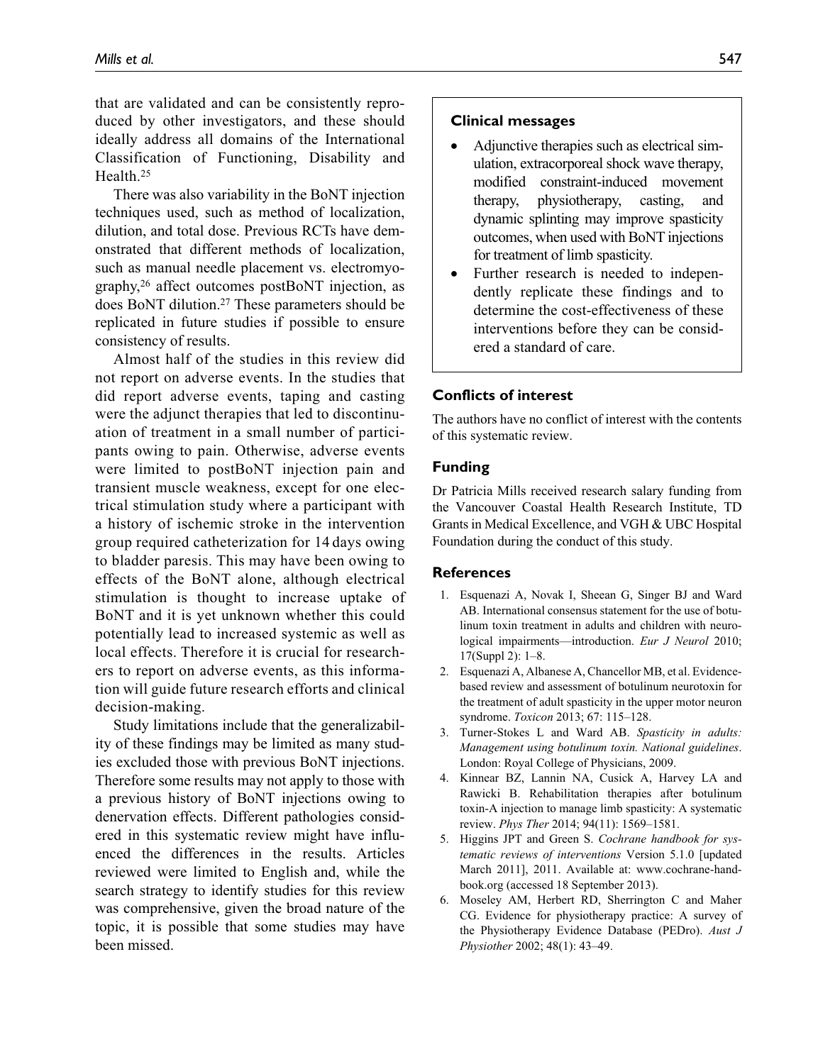that are validated and can be consistently reproduced by other investigators, and these should ideally address all domains of the International Classification of Functioning, Disability and Health.[25]

There was also variability in the BoNT injection techniques used, such as method of localization, dilution, and total dose. Previous RCTs have demonstrated that different methods of localization, such as manual needle placement vs. electromyography,[26] affect outcomes postBoNT injection, as does BoNT dilution.[27] These parameters should be replicated in future studies if possible to ensure consistency of results.

Almost half of the studies in this review did not report on adverse events. In the studies that did report adverse events, taping and casting were the adjunct therapies that led to discontinuation of treatment in a small number of participants owing to pain. Otherwise, adverse events were limited to postBoNT injection pain and transient muscle weakness, except for one electrical stimulation study where a participant with a history of ischemic stroke in the intervention group required catheterization for 14 days owing to bladder paresis. This may have been owing to effects of the BoNT alone, although electrical stimulation is thought to increase uptake of BoNT and it is yet unknown whether this could potentially lead to increased systemic as well as local effects. Therefore it is crucial for researchers to report on adverse events, as this information will guide future research efforts and clinical decision-making.

Study limitations include that the generalizability of these findings may be limited as many studies excluded those with previous BoNT injections. Therefore some results may not apply to those with a previous history of BoNT injections owing to denervation effects. Different pathologies considered in this systematic review might have influenced the differences in the results. Articles reviewed were limited to English and, while the search strategy to identify studies for this review was comprehensive, given the broad nature of the topic, it is possible that some studies may have been missed.

### Clinical messages

- Adjunctive therapies such as electrical simulation, extracorporeal shock wave therapy, modified constraint-induced movement therapy, physiotherapy, casting, and dynamic splinting may improve spasticity outcomes, when used with BoNT injections for treatment of limb spasticity.
- Further research is needed to independently replicate these findings and to determine the cost-effectiveness of these interventions before they can be considered a standard of care.

## Conflicts of interest

The authors have no conflict of interest with the contents of this systematic review.

## Funding

Dr Patricia Mills received research salary funding from the Vancouver Coastal Health Research Institute, TD Grants in Medical Excellence, and VGH & UBC Hospital Foundation during the conduct of this study.

## References

1. Esquenazi A, Novak I, Sheean G, Singer BJ and Ward AB. International consensus statement for the use of botulinum toxin treatment in adults and children with neurological impairments—introduction. *Eur J Neurol* 2010; 17(Suppl 2): 1–8.
2. Esquenazi A, Albanese A, Chancellor MB, et al. Evidence-based review and assessment of botulinum neurotoxin for the treatment of adult spasticity in the upper motor neuron syndrome. *Toxicon* 2013; 67: 115–128.
3. Turner-Stokes L and Ward AB. *Spasticity in adults: Management using botulinum toxin. National guidelines*. London: Royal College of Physicians, 2009.
4. Kinnear BZ, Lannin NA, Cusick A, Harvey LA and Rawicki B. Rehabilitation therapies after botulinum toxin-A injection to manage limb spasticity: A systematic review. *Phys Ther* 2014; 94(11): 1569–1581.
5. Higgins JPT and Green S. *Cochrane handbook for systematic reviews of interventions* Version 5.1.0 [updated March 2011], 2011. Available at: www.cochrane-handbook.org (accessed 18 September 2013).
6. Moseley AM, Herbert RD, Sherrington C and Maher CG. Evidence for physiotherapy practice: A survey of the Physiotherapy Evidence Database (PEDro). *Aust J Physiother* 2002; 48(1): 43–49.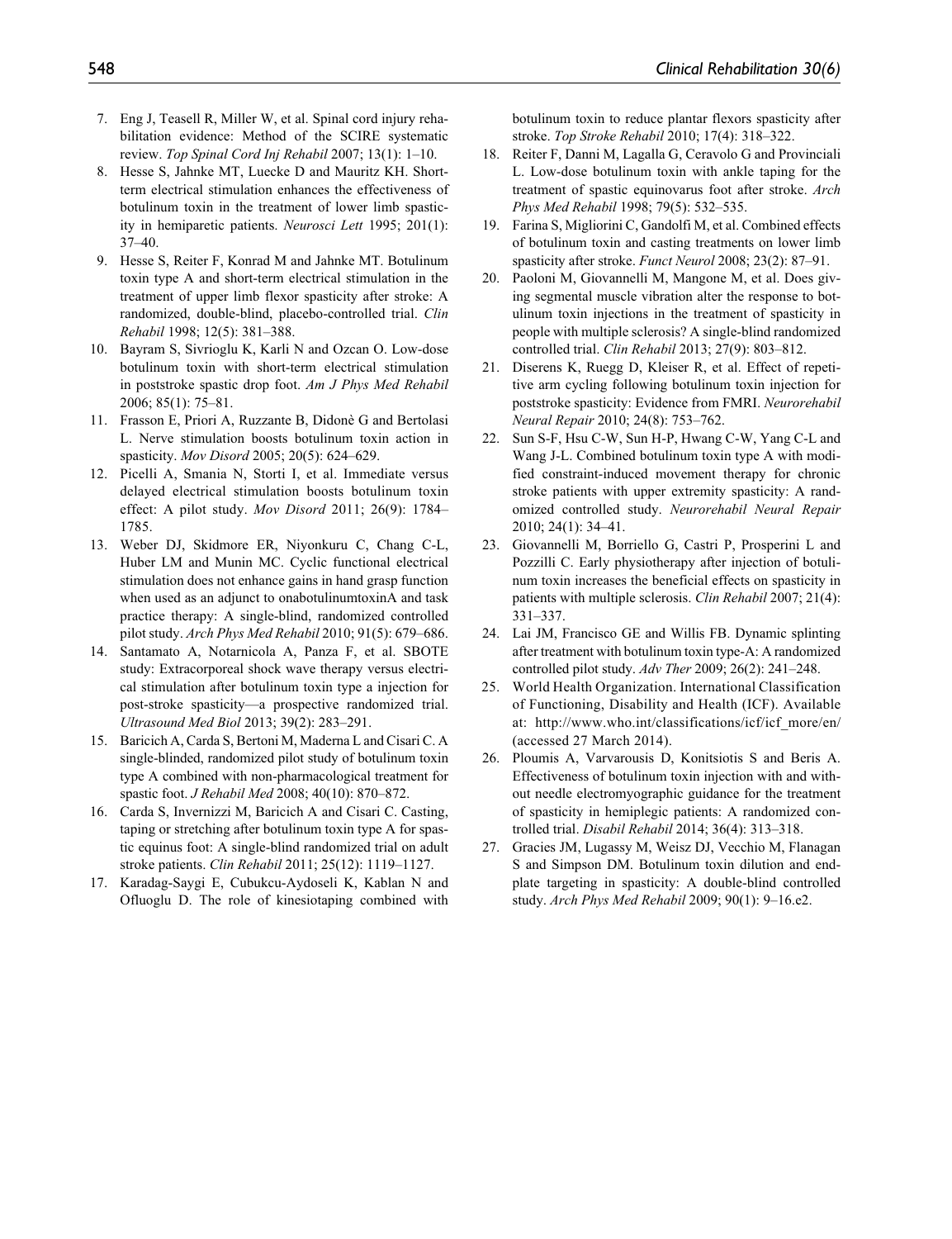7. Eng J, Teasell R, Miller W, et al. Spinal cord injury rehabilitation evidence: Method of the SCIRE systematic review. *Top Spinal Cord Inj Rehabil* 2007; 13(1): 1–10.
8. Hesse S, Jahnke MT, Luecke D and Mauritz KH. Short-term electrical stimulation enhances the effectiveness of botulinum toxin in the treatment of lower limb spasticity in hemiparetic patients. *Neurosci Lett* 1995; 201(1): 37–40.
9. Hesse S, Reiter F, Konrad M and Jahnke MT. Botulinum toxin type A and short-term electrical stimulation in the treatment of upper limb flexor spasticity after stroke: A randomized, double-blind, placebo-controlled trial. *Clin Rehabil* 1998; 12(5): 381–388.
10. Bayram S, Sivrioglu K, Karli N and Ozcan O. Low-dose botulinum toxin with short-term electrical stimulation in poststroke spastic drop foot. *Am J Phys Med Rehabil* 2006; 85(1): 75–81.
11. Frasson E, Priori A, Ruzzante B, Didonè G and Bertolasi L. Nerve stimulation boosts botulinum toxin action in spasticity. *Mov Disord* 2005; 20(5): 624–629.
12. Picelli A, Smania N, Storti I, et al. Immediate versus delayed electrical stimulation boosts botulinum toxin effect: A pilot study. *Mov Disord* 2011; 26(9): 1784–1785.
13. Weber DJ, Skidmore ER, Niyonkuru C, Chang C-L, Huber LM and Munin MC. Cyclic functional electrical stimulation does not enhance gains in hand grasp function when used as an adjunct to onabotulinumtoxinA and task practice therapy: A single-blind, randomized controlled pilot study. *Arch Phys Med Rehabil* 2010; 91(5): 679–686.
14. Santamato A, Notarnicola A, Panza F, et al. SBOTE study: Extracorporeal shock wave therapy versus electrical stimulation after botulinum toxin type a injection for post-stroke spasticity—a prospective randomized trial. *Ultrasound Med Biol* 2013; 39(2): 283–291.
15. Baricich A, Carda S, Bertoni M, Maderna L and Cisari C. A single-blinded, randomized pilot study of botulinum toxin type A combined with non-pharmacological treatment for spastic foot. *J Rehabil Med* 2008; 40(10): 870–872.
16. Carda S, Invernizzi M, Baricich A and Cisari C. Casting, taping or stretching after botulinum toxin type A for spastic equinus foot: A single-blind randomized trial on adult stroke patients. *Clin Rehabil* 2011; 25(12): 1119–1127.
17. Karadag-Saygi E, Cubukcu-Aydoseli K, Kablan N and Ofluoglu D. The role of kinesiotaping combined with botulinum toxin to reduce plantar flexors spasticity after stroke. *Top Stroke Rehabil* 2010; 17(4): 318–322.
18. Reiter F, Danni M, Lagalla G, Ceravolo G and Provinciali L. Low-dose botulinum toxin with ankle taping for the treatment of spastic equinovarus foot after stroke. *Arch Phys Med Rehabil* 1998; 79(5): 532–535.
19. Farina S, Migliorini C, Gandolfi M, et al. Combined effects of botulinum toxin and casting treatments on lower limb spasticity after stroke. *Funct Neurol* 2008; 23(2): 87–91.
20. Paoloni M, Giovannelli M, Mangone M, et al. Does giving segmental muscle vibration alter the response to botulinum toxin injections in the treatment of spasticity in people with multiple sclerosis? A single-blind randomized controlled trial. *Clin Rehabil* 2013; 27(9): 803–812.
21. Diserens K, Ruegg D, Kleiser R, et al. Effect of repetitive arm cycling following botulinum toxin injection for poststroke spasticity: Evidence from FMRI. *Neurorehabil Neural Repair* 2010; 24(8): 753–762.
22. Sun S-F, Hsu C-W, Sun H-P, Hwang C-W, Yang C-L and Wang J-L. Combined botulinum toxin type A with modified constraint-induced movement therapy for chronic stroke patients with upper extremity spasticity: A randomized controlled study. *Neurorehabil Neural Repair* 2010; 24(1): 34–41.
23. Giovannelli M, Borriello G, Castri P, Prosperini L and Pozzilli C. Early physiotherapy after injection of botulinum toxin increases the beneficial effects on spasticity in patients with multiple sclerosis. *Clin Rehabil* 2007; 21(4): 331–337.
24. Lai JM, Francisco GE and Willis FB. Dynamic splinting after treatment with botulinum toxin type-A: A randomized controlled pilot study. *Adv Ther* 2009; 26(2): 241–248.
25. World Health Organization. International Classification of Functioning, Disability and Health (ICF). Available at: http://www.who.int/classifications/icf/icf_more/en/ (accessed 27 March 2014).
26. Ploumis A, Varvarousis D, Konitsiotis S and Beris A. Effectiveness of botulinum toxin injection with and without needle electromyographic guidance for the treatment of spasticity in hemiplegic patients: A randomized controlled trial. *Disabil Rehabil* 2014; 36(4): 313–318.
27. Gracies JM, Lugassy M, Weisz DJ, Vecchio M, Flanagan S and Simpson DM. Botulinum toxin dilution and endplate targeting in spasticity: A double-blind controlled study. *Arch Phys Med Rehabil* 2009; 90(1): 9–16.e2.